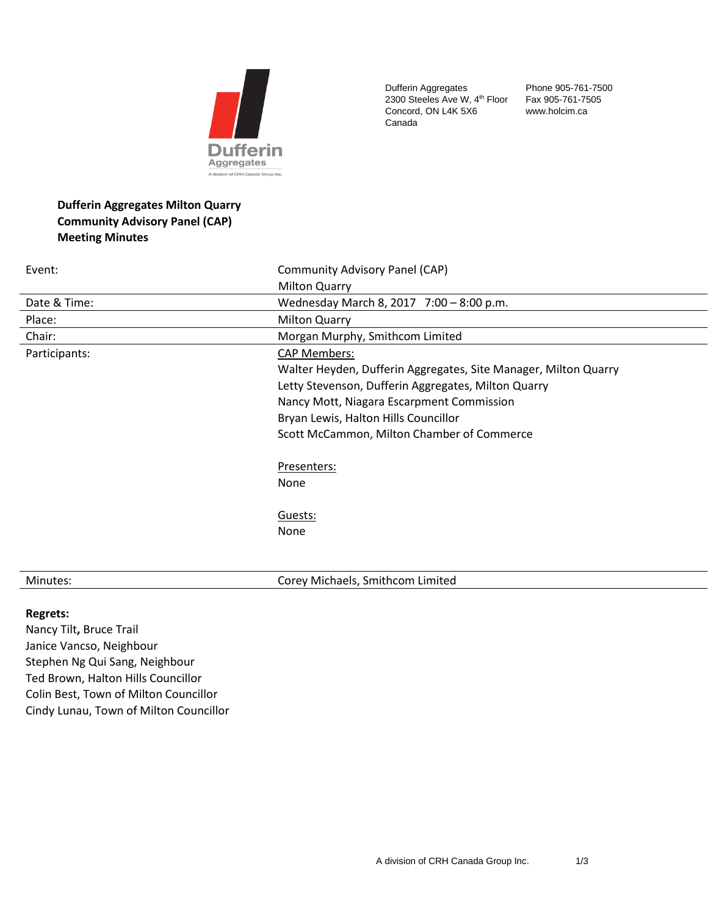Dufferin Aggregates
2300 Steeles Ave W, 4th Floor
Concord, ON L4K 5X6
Canada

Phone 905-761-7500
Fax 905-761-7505
www.holcim.ca

**Dufferin Aggregates Milton Quarry**
**Community Advisory Panel (CAP)**
**Meeting Minutes**

| | |
|---|---|
| Event: | Community Advisory Panel (CAP)<br>Milton Quarry |
| Date & Time: | Wednesday March 8, 2017 7:00 – 8:00 p.m. |
| Place: | Milton Quarry |
| Chair: | Morgan Murphy, Smithcom Limited |
| Participants: | CAP Members:<br>Walter Heyden, Dufferin Aggregates, Site Manager, Milton Quarry<br>Letty Stevenson, Dufferin Aggregates, Milton Quarry<br>Nancy Mott, Niagara Escarpment Commission<br>Bryan Lewis, Halton Hills Councillor<br>Scott McCammon, Milton Chamber of Commerce<br><br>Presenters:<br>None<br><br>Guests:<br>None |
| Minutes: | Corey Michaels, Smithcom Limited |

**Regrets:**
Nancy Tilt, Bruce Trail
Janice Vancso, Neighbour
Stephen Ng Qui Sang, Neighbour
Ted Brown, Halton Hills Councillor
Colin Best, Town of Milton Councillor
Cindy Lunau, Town of Milton Councillor

A division of CRH Canada Group Inc.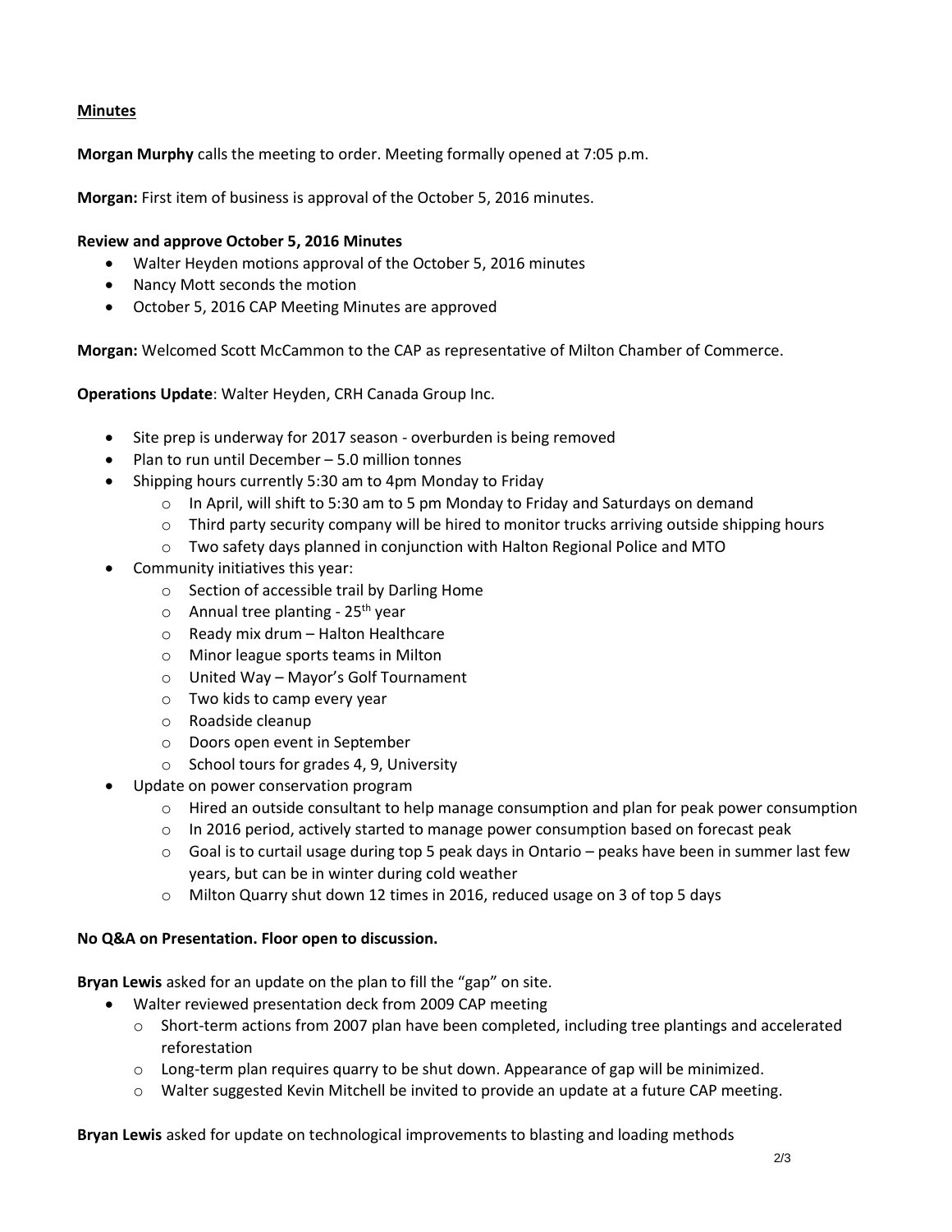**Minutes**

**Morgan Murphy** calls the meeting to order. Meeting formally opened at 7:05 p.m.

**Morgan:** First item of business is approval of the October 5, 2016 minutes.

**Review and approve October 5, 2016 Minutes**

- Walter Heyden motions approval of the October 5, 2016 minutes
- Nancy Mott seconds the motion
- October 5, 2016 CAP Meeting Minutes are approved

**Morgan:** Welcomed Scott McCammon to the CAP as representative of Milton Chamber of Commerce.

**Operations Update**: Walter Heyden, CRH Canada Group Inc.

- Site prep is underway for 2017 season - overburden is being removed
- Plan to run until December – 5.0 million tonnes
- Shipping hours currently 5:30 am to 4pm Monday to Friday
  - In April, will shift to 5:30 am to 5 pm Monday to Friday and Saturdays on demand
  - Third party security company will be hired to monitor trucks arriving outside shipping hours
  - Two safety days planned in conjunction with Halton Regional Police and MTO
- Community initiatives this year:
  - Section of accessible trail by Darling Home
  - Annual tree planting - 25th year
  - Ready mix drum – Halton Healthcare
  - Minor league sports teams in Milton
  - United Way – Mayor's Golf Tournament
  - Two kids to camp every year
  - Roadside cleanup
  - Doors open event in September
  - School tours for grades 4, 9, University
- Update on power conservation program
  - Hired an outside consultant to help manage consumption and plan for peak power consumption
  - In 2016 period, actively started to manage power consumption based on forecast peak
  - Goal is to curtail usage during top 5 peak days in Ontario – peaks have been in summer last few years, but can be in winter during cold weather
  - Milton Quarry shut down 12 times in 2016, reduced usage on 3 of top 5 days

**No Q&A on Presentation. Floor open to discussion.**

**Bryan Lewis** asked for an update on the plan to fill the "gap" on site.

- Walter reviewed presentation deck from 2009 CAP meeting
  - Short-term actions from 2007 plan have been completed, including tree plantings and accelerated reforestation
  - Long-term plan requires quarry to be shut down. Appearance of gap will be minimized.
  - Walter suggested Kevin Mitchell be invited to provide an update at a future CAP meeting.

**Bryan Lewis** asked for update on technological improvements to blasting and loading methods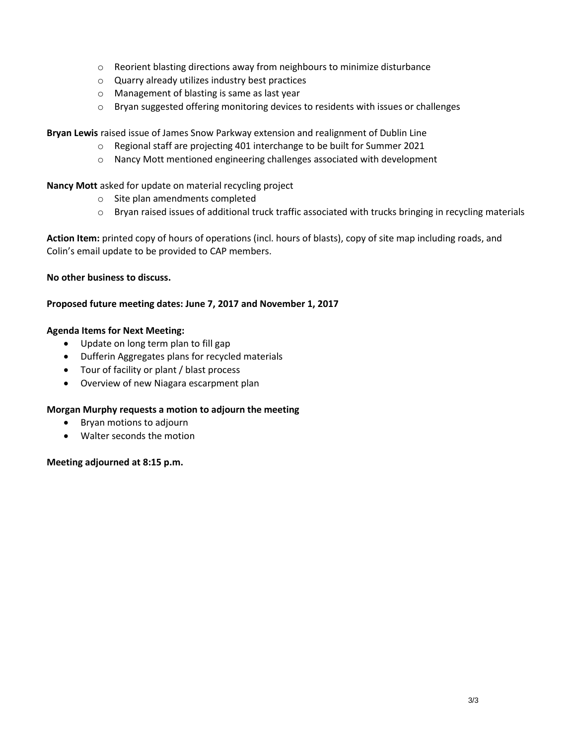- Reorient blasting directions away from neighbours to minimize disturbance
- Quarry already utilizes industry best practices
- Management of blasting is same as last year
- Bryan suggested offering monitoring devices to residents with issues or challenges

**Bryan Lewis** raised issue of James Snow Parkway extension and realignment of Dublin Line

- Regional staff are projecting 401 interchange to be built for Summer 2021
- Nancy Mott mentioned engineering challenges associated with development

**Nancy Mott** asked for update on material recycling project

- Site plan amendments completed
- Bryan raised issues of additional truck traffic associated with trucks bringing in recycling materials

**Action Item:** printed copy of hours of operations (incl. hours of blasts), copy of site map including roads, and Colin's email update to be provided to CAP members.

**No other business to discuss.**

**Proposed future meeting dates: June 7, 2017 and November 1, 2017**

**Agenda Items for Next Meeting:**

- Update on long term plan to fill gap
- Dufferin Aggregates plans for recycled materials
- Tour of facility or plant / blast process
- Overview of new Niagara escarpment plan

**Morgan Murphy requests a motion to adjourn the meeting**

- Bryan motions to adjourn
- Walter seconds the motion

**Meeting adjourned at 8:15 p.m.**